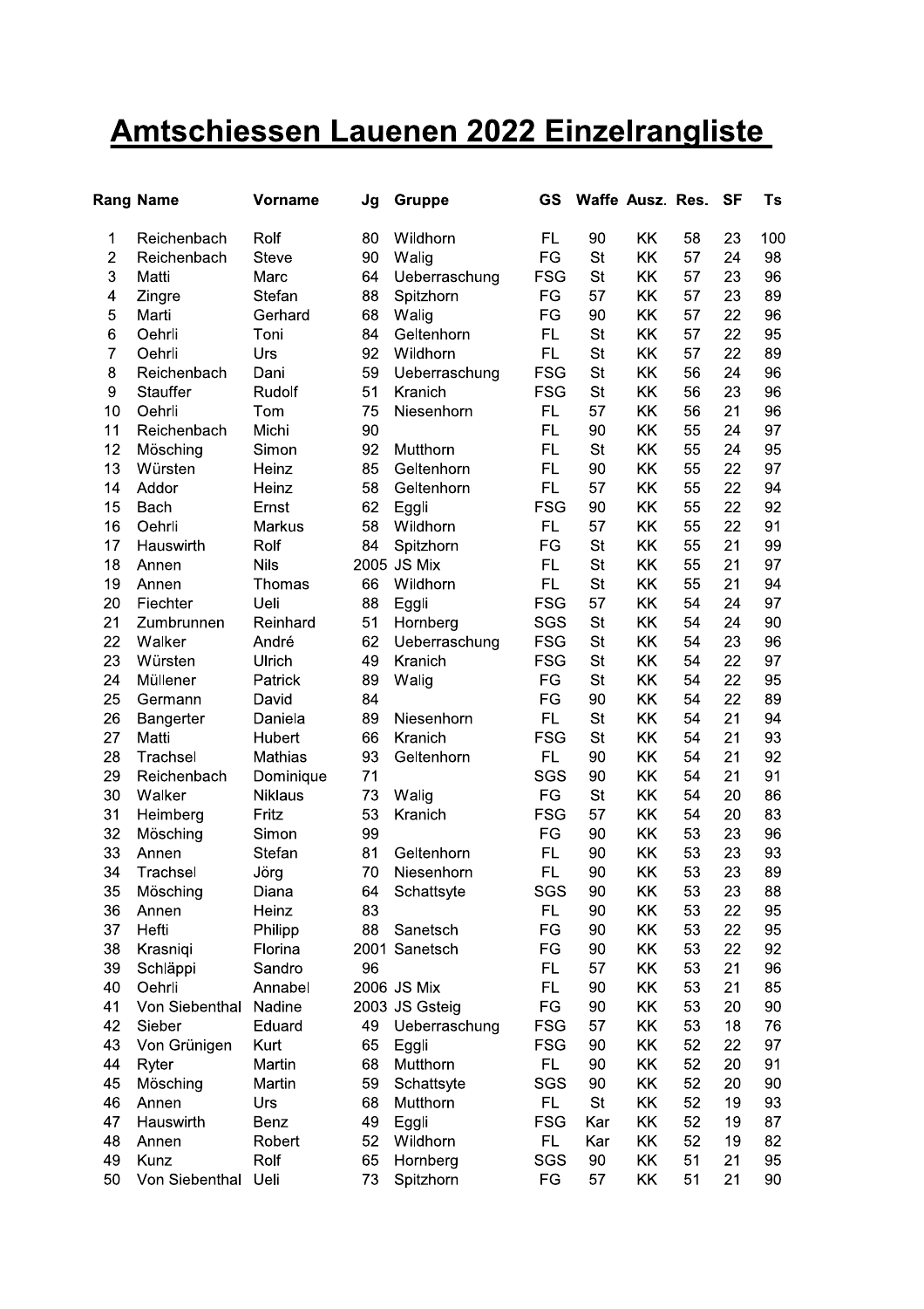# Amtschiessen Lauenen 2022 Einzelrangliste

| Rang | Name | Vorname | Jg | Gruppe | GS | Waffe | Ausz. | Res. | SF | Ts |
|---|---|---|---|---|---|---|---|---|---|---|
| 1 | Reichenbach | Rolf | 80 | Wildhorn | FL | 90 | KK | 58 | 23 | 100 |
| 2 | Reichenbach | Steve | 90 | Walig | FG | St | KK | 57 | 24 | 98 |
| 3 | Matti | Marc | 64 | Ueberraschung | FSG | St | KK | 57 | 23 | 96 |
| 4 | Zingre | Stefan | 88 | Spitzhorn | FG | 57 | KK | 57 | 23 | 89 |
| 5 | Marti | Gerhard | 68 | Walig | FG | 90 | KK | 57 | 22 | 96 |
| 6 | Oehrli | Toni | 84 | Geltenhorn | FL | St | KK | 57 | 22 | 95 |
| 7 | Oehrli | Urs | 92 | Wildhorn | FL | St | KK | 57 | 22 | 89 |
| 8 | Reichenbach | Dani | 59 | Ueberraschung | FSG | St | KK | 56 | 24 | 96 |
| 9 | Stauffer | Rudolf | 51 | Kranich | FSG | St | KK | 56 | 23 | 96 |
| 10 | Oehrli | Tom | 75 | Niesenhorn | FL | 57 | KK | 56 | 21 | 96 |
| 11 | Reichenbach | Michi | 90 | | FL | 90 | KK | 55 | 24 | 97 |
| 12 | Mösching | Simon | 92 | Mutthorn | FL | St | KK | 55 | 24 | 95 |
| 13 | Würsten | Heinz | 85 | Geltenhorn | FL | 90 | KK | 55 | 22 | 97 |
| 14 | Addor | Heinz | 58 | Geltenhorn | FL | 57 | KK | 55 | 22 | 94 |
| 15 | Bach | Ernst | 62 | Eggli | FSG | 90 | KK | 55 | 22 | 92 |
| 16 | Oehrli | Markus | 58 | Wildhorn | FL | 57 | KK | 55 | 22 | 91 |
| 17 | Hauswirth | Rolf | 84 | Spitzhorn | FG | St | KK | 55 | 21 | 99 |
| 18 | Annen | Nils | 2005 | JS Mix | FL | St | KK | 55 | 21 | 97 |
| 19 | Annen | Thomas | 66 | Wildhorn | FL | St | KK | 55 | 21 | 94 |
| 20 | Fiechter | Ueli | 88 | Eggli | FSG | 57 | KK | 54 | 24 | 97 |
| 21 | Zumbrunnen | Reinhard | 51 | Hornberg | SGS | St | KK | 54 | 24 | 90 |
| 22 | Walker | André | 62 | Ueberraschung | FSG | St | KK | 54 | 23 | 96 |
| 23 | Würsten | Ulrich | 49 | Kranich | FSG | St | KK | 54 | 22 | 97 |
| 24 | Müllener | Patrick | 89 | Walig | FG | St | KK | 54 | 22 | 95 |
| 25 | Germann | David | 84 | | FG | 90 | KK | 54 | 22 | 89 |
| 26 | Bangerter | Daniela | 89 | Niesenhorn | FL | St | KK | 54 | 21 | 94 |
| 27 | Matti | Hubert | 66 | Kranich | FSG | St | KK | 54 | 21 | 93 |
| 28 | Trachsel | Mathias | 93 | Geltenhorn | FL | 90 | KK | 54 | 21 | 92 |
| 29 | Reichenbach | Dominique | 71 | | SGS | 90 | KK | 54 | 21 | 91 |
| 30 | Walker | Niklaus | 73 | Walig | FG | St | KK | 54 | 20 | 86 |
| 31 | Heimberg | Fritz | 53 | Kranich | FSG | 57 | KK | 54 | 20 | 83 |
| 32 | Mösching | Simon | 99 | | FG | 90 | KK | 53 | 23 | 96 |
| 33 | Annen | Stefan | 81 | Geltenhorn | FL | 90 | KK | 53 | 23 | 93 |
| 34 | Trachsel | Jörg | 70 | Niesenhorn | FL | 90 | KK | 53 | 23 | 89 |
| 35 | Mösching | Diana | 64 | Schattsyte | SGS | 90 | KK | 53 | 23 | 88 |
| 36 | Annen | Heinz | 83 | | FL | 90 | KK | 53 | 22 | 95 |
| 37 | Hefti | Philipp | 88 | Sanetsch | FG | 90 | KK | 53 | 22 | 95 |
| 38 | Krasniqi | Florina | 2001 | Sanetsch | FG | 90 | KK | 53 | 22 | 92 |
| 39 | Schläppi | Sandro | 96 | | FL | 57 | KK | 53 | 21 | 96 |
| 40 | Oehrli | Annabel | 2006 | JS Mix | FL | 90 | KK | 53 | 21 | 85 |
| 41 | Von Siebenthal | Nadine | 2003 | JS Gsteig | FG | 90 | KK | 53 | 20 | 90 |
| 42 | Sieber | Eduard | 49 | Ueberraschung | FSG | 57 | KK | 53 | 18 | 76 |
| 43 | Von Grünigen | Kurt | 65 | Eggli | FSG | 90 | KK | 52 | 22 | 97 |
| 44 | Ryter | Martin | 68 | Mutthorn | FL | 90 | KK | 52 | 20 | 91 |
| 45 | Mösching | Martin | 59 | Schattsyte | SGS | 90 | KK | 52 | 20 | 90 |
| 46 | Annen | Urs | 68 | Mutthorn | FL | St | KK | 52 | 19 | 93 |
| 47 | Hauswirth | Benz | 49 | Eggli | FSG | Kar | KK | 52 | 19 | 87 |
| 48 | Annen | Robert | 52 | Wildhorn | FL | Kar | KK | 52 | 19 | 82 |
| 49 | Kunz | Rolf | 65 | Hornberg | SGS | 90 | KK | 51 | 21 | 95 |
| 50 | Von Siebenthal | Ueli | 73 | Spitzhorn | FG | 57 | KK | 51 | 21 | 90 |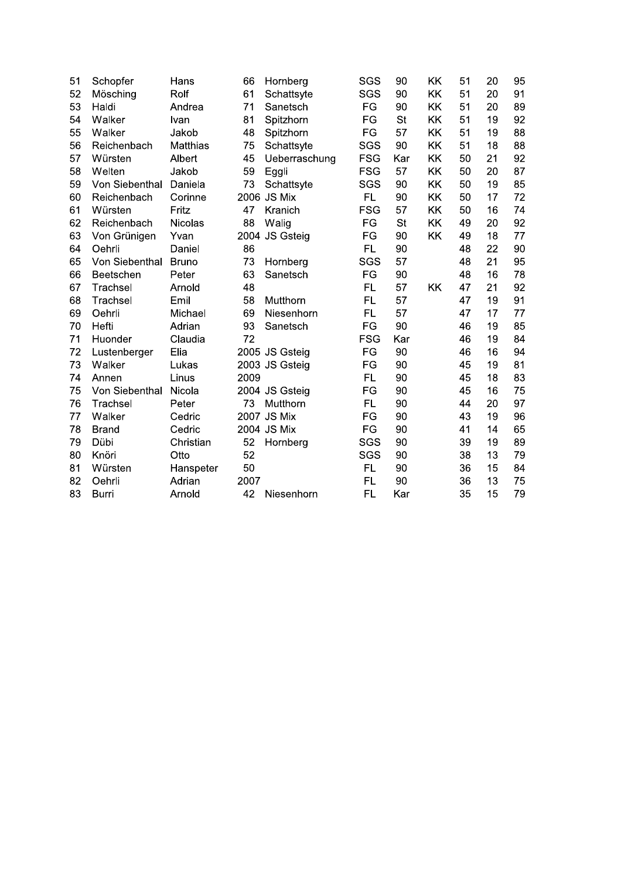| | | | | | | | | | | |
|---|---|---|---|---|---|---|---|---|---|---|
| 51 | Schopfer | Hans | 66 | Hornberg | SGS | 90 | KK | 51 | 20 | 95 |
| 52 | Mösching | Rolf | 61 | Schattsyte | SGS | 90 | KK | 51 | 20 | 91 |
| 53 | Haldi | Andrea | 71 | Sanetsch | FG | 90 | KK | 51 | 20 | 89 |
| 54 | Walker | Ivan | 81 | Spitzhorn | FG | St | KK | 51 | 19 | 92 |
| 55 | Walker | Jakob | 48 | Spitzhorn | FG | 57 | KK | 51 | 19 | 88 |
| 56 | Reichenbach | Matthias | 75 | Schattsyte | SGS | 90 | KK | 51 | 18 | 88 |
| 57 | Würsten | Albert | 45 | Ueberraschung | FSG | Kar | KK | 50 | 21 | 92 |
| 58 | Welten | Jakob | 59 | Eggli | FSG | 57 | KK | 50 | 20 | 87 |
| 59 | Von Siebenthal | Daniela | 73 | Schattsyte | SGS | 90 | KK | 50 | 19 | 85 |
| 60 | Reichenbach | Corinne | 2006 | JS Mix | FL | 90 | KK | 50 | 17 | 72 |
| 61 | Würsten | Fritz | 47 | Kranich | FSG | 57 | KK | 50 | 16 | 74 |
| 62 | Reichenbach | Nicolas | 88 | Walig | FG | St | KK | 49 | 20 | 92 |
| 63 | Von Grünigen | Yvan | 2004 | JS Gsteig | FG | 90 | KK | 49 | 18 | 77 |
| 64 | Oehrli | Daniel | 86 | | FL | 90 | | 48 | 22 | 90 |
| 65 | Von Siebenthal | Bruno | 73 | Hornberg | SGS | 57 | | 48 | 21 | 95 |
| 66 | Beetschen | Peter | 63 | Sanetsch | FG | 90 | | 48 | 16 | 78 |
| 67 | Trachsel | Arnold | 48 | | FL | 57 | KK | 47 | 21 | 92 |
| 68 | Trachsel | Emil | 58 | Mutthorn | FL | 57 | | 47 | 19 | 91 |
| 69 | Oehrli | Michael | 69 | Niesenhorn | FL | 57 | | 47 | 17 | 77 |
| 70 | Hefti | Adrian | 93 | Sanetsch | FG | 90 | | 46 | 19 | 85 |
| 71 | Huonder | Claudia | 72 | | FSG | Kar | | 46 | 19 | 84 |
| 72 | Lustenberger | Elia | 2005 | JS Gsteig | FG | 90 | | 46 | 16 | 94 |
| 73 | Walker | Lukas | 2003 | JS Gsteig | FG | 90 | | 45 | 19 | 81 |
| 74 | Annen | Linus | 2009 | | FL | 90 | | 45 | 18 | 83 |
| 75 | Von Siebenthal | Nicola | 2004 | JS Gsteig | FG | 90 | | 45 | 16 | 75 |
| 76 | Trachsel | Peter | 73 | Mutthorn | FL | 90 | | 44 | 20 | 97 |
| 77 | Walker | Cedric | 2007 | JS Mix | FG | 90 | | 43 | 19 | 96 |
| 78 | Brand | Cedric | 2004 | JS Mix | FG | 90 | | 41 | 14 | 65 |
| 79 | Dübi | Christian | 52 | Hornberg | SGS | 90 | | 39 | 19 | 89 |
| 80 | Knöri | Otto | 52 | | SGS | 90 | | 38 | 13 | 79 |
| 81 | Würsten | Hanspeter | 50 | | FL | 90 | | 36 | 15 | 84 |
| 82 | Oehrli | Adrian | 2007 | | FL | 90 | | 36 | 13 | 75 |
| 83 | Burri | Arnold | 42 | Niesenhorn | FL | Kar | | 35 | 15 | 79 |